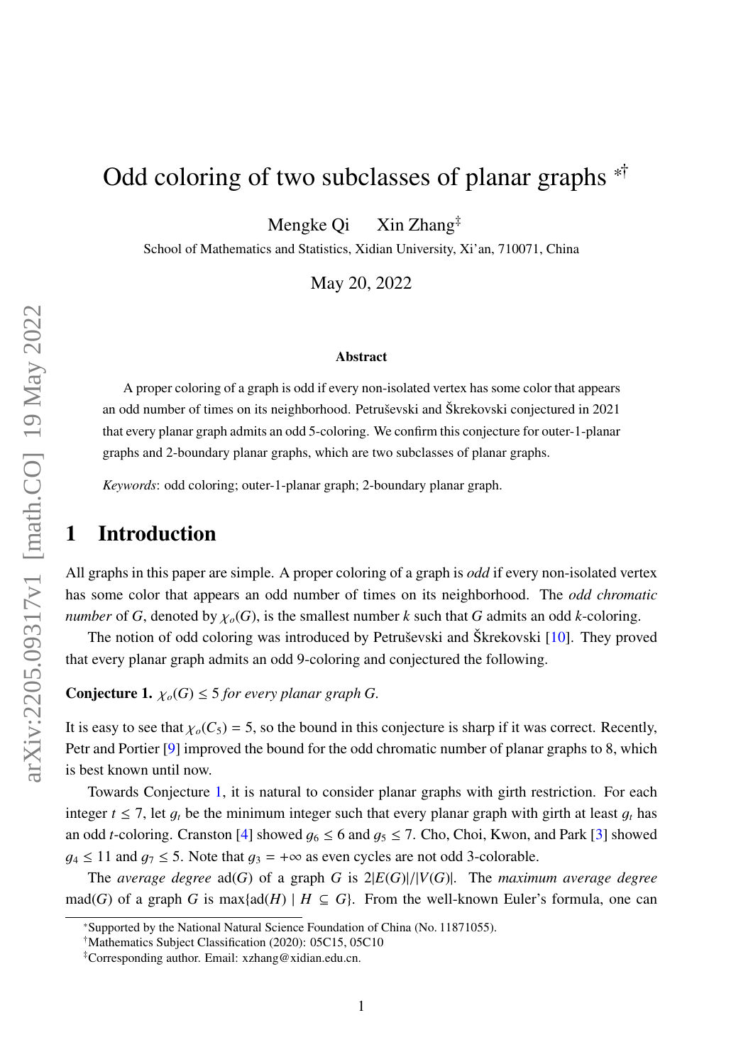# Odd coloring of two subclasses of planar graphs [*†]

Mengke Qi    Xin Zhang[‡]

School of Mathematics and Statistics, Xidian University, Xi'an, 710071, China

May 20, 2022

### Abstract

A proper coloring of a graph is odd if every non-isolated vertex has some color that appears an odd number of times on its neighborhood. Petruševski and Škrekovski conjectured in 2021 that every planar graph admits an odd 5-coloring. We confirm this conjecture for outer-1-planar graphs and 2-boundary planar graphs, which are two subclasses of planar graphs.

*Keywords*: odd coloring; outer-1-planar graph; 2-boundary planar graph.

## 1 Introduction

All graphs in this paper are simple. A proper coloring of a graph is *odd* if every non-isolated vertex has some color that appears an odd number of times on its neighborhood. The *odd chromatic number* of $G$, denoted by $\chi_o(G)$, is the smallest number $k$ such that $G$ admits an odd $k$-coloring.

The notion of odd coloring was introduced by Petruševski and Škrekovski [10]. They proved that every planar graph admits an odd 9-coloring and conjectured the following.

**Conjecture 1.** *$\chi_o(G) \leq 5$ for every planar graph $G$.*

It is easy to see that $\chi_o(C_5) = 5$, so the bound in this conjecture is sharp if it was correct. Recently, Petr and Portier [9] improved the bound for the odd chromatic number of planar graphs to 8, which is best known until now.

Towards Conjecture 1, it is natural to consider planar graphs with girth restriction. For each integer $t \leq 7$, let $g_t$ be the minimum integer such that every planar graph with girth at least $g_t$ has an odd $t$-coloring. Cranston [4] showed $g_6 \leq 6$ and $g_5 \leq 7$. Cho, Choi, Kwon, and Park [3] showed $g_4 \leq 11$ and $g_7 \leq 5$. Note that $g_3 = +\infty$ as even cycles are not odd 3-colorable.

The *average degree* $\text{ad}(G)$ of a graph $G$ is $2|E(G)|/|V(G)|$. The *maximum average degree* $\text{mad}(G)$ of a graph $G$ is $\max\{\text{ad}(H) \mid H \subseteq G\}$. From the well-known Euler's formula, one can

---

[*] Supported by the National Natural Science Foundation of China (No. 11871055).

[†] Mathematics Subject Classification (2020): 05C15, 05C10

[‡] Corresponding author. Email: xzhang@xidian.edu.cn.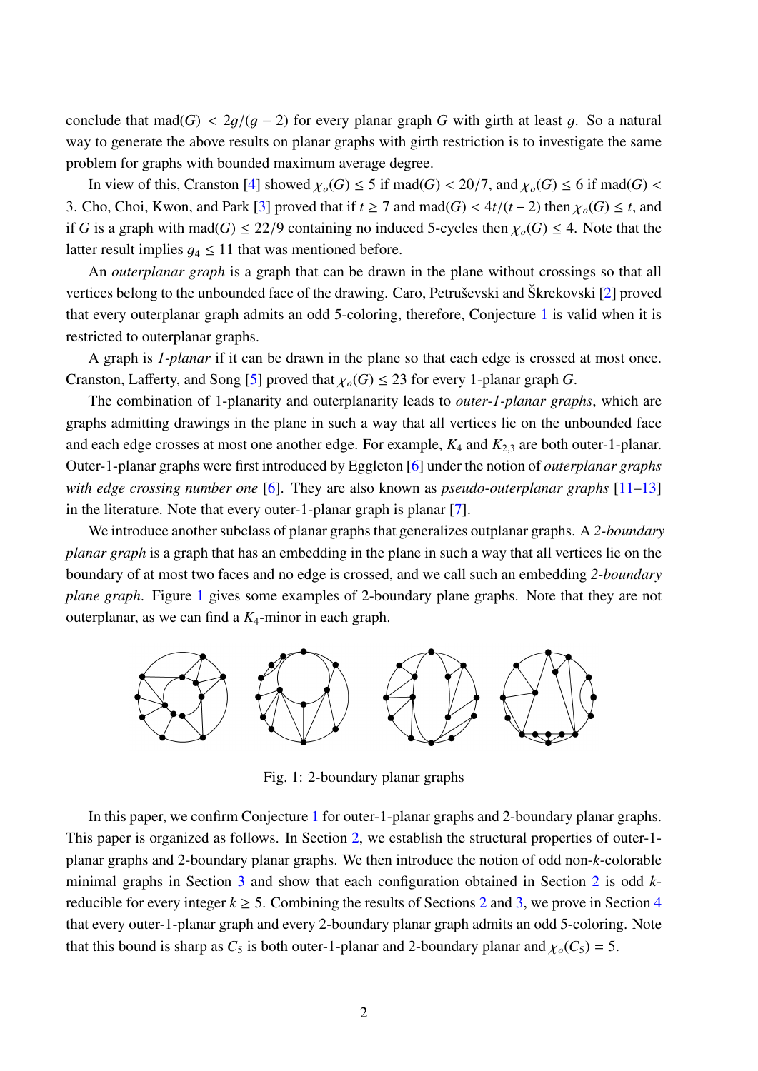conclude that $\mathrm{mad}(G) < 2g/(g-2)$ for every planar graph $G$ with girth at least $g$. So a natural way to generate the above results on planar graphs with girth restriction is to investigate the same problem for graphs with bounded maximum average degree.

In view of this, Cranston [4] showed $\chi_o(G) \leq 5$ if $\mathrm{mad}(G) < 20/7$, and $\chi_o(G) \leq 6$ if $\mathrm{mad}(G) < 3$. Cho, Choi, Kwon, and Park [3] proved that if $t \geq 7$ and $\mathrm{mad}(G) < 4t/(t-2)$ then $\chi_o(G) \leq t$, and if $G$ is a graph with $\mathrm{mad}(G) \leq 22/9$ containing no induced 5-cycles then $\chi_o(G) \leq 4$. Note that the latter result implies $g_4 \leq 11$ that was mentioned before.

An *outerplanar graph* is a graph that can be drawn in the plane without crossings so that all vertices belong to the unbounded face of the drawing. Caro, Petruševski and Škrekovski [2] proved that every outerplanar graph admits an odd 5-coloring, therefore, Conjecture 1 is valid when it is restricted to outerplanar graphs.

A graph is *1-planar* if it can be drawn in the plane so that each edge is crossed at most once. Cranston, Lafferty, and Song [5] proved that $\chi_o(G) \leq 23$ for every 1-planar graph $G$.

The combination of 1-planarity and outerplanarity leads to *outer-1-planar graphs*, which are graphs admitting drawings in the plane in such a way that all vertices lie on the unbounded face and each edge crosses at most one another edge. For example, $K_4$ and $K_{2,3}$ are both outer-1-planar. Outer-1-planar graphs were first introduced by Eggleton [6] under the notion of *outerplanar graphs with edge crossing number one* [6]. They are also known as *pseudo-outerplanar graphs* [11–13] in the literature. Note that every outer-1-planar graph is planar [7].

We introduce another subclass of planar graphs that generalizes outplanar graphs. A *2-boundary planar graph* is a graph that has an embedding in the plane in such a way that all vertices lie on the boundary of at most two faces and no edge is crossed, and we call such an embedding *2-boundary plane graph*. Figure 1 gives some examples of 2-boundary plane graphs. Note that they are not outerplanar, as we can find a $K_4$-minor in each graph.

Fig. 1: 2-boundary planar graphs

In this paper, we confirm Conjecture 1 for outer-1-planar graphs and 2-boundary planar graphs. This paper is organized as follows. In Section 2, we establish the structural properties of outer-1-planar graphs and 2-boundary planar graphs. We then introduce the notion of odd non-$k$-colorable minimal graphs in Section 3 and show that each configuration obtained in Section 2 is odd $k$-reducible for every integer $k \geq 5$. Combining the results of Sections 2 and 3, we prove in Section 4 that every outer-1-planar graph and every 2-boundary planar graph admits an odd 5-coloring. Note that this bound is sharp as $C_5$ is both outer-1-planar and 2-boundary planar and $\chi_o(C_5) = 5$.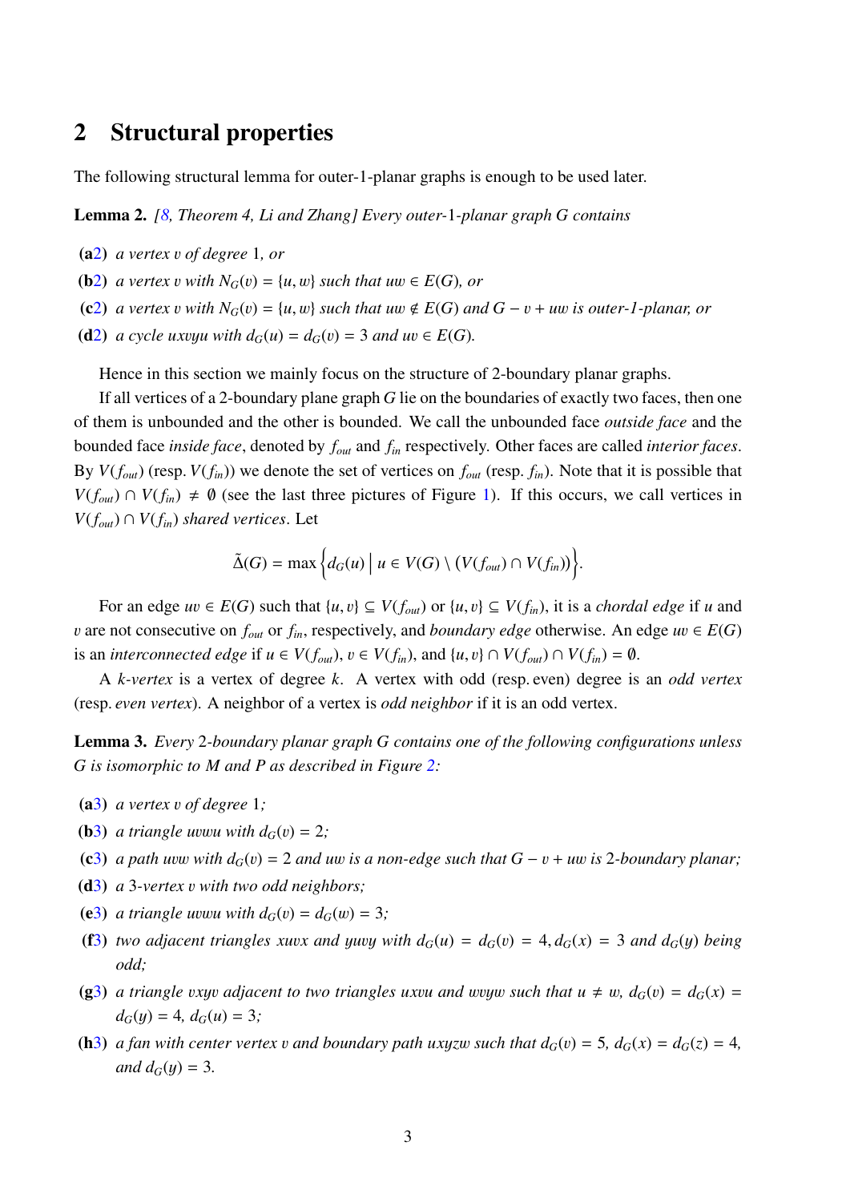## 2 Structural properties

The following structural lemma for outer-1-planar graphs is enough to be used later.

**Lemma 2.** *[8, Theorem 4, Li and Zhang] Every outer-1-planar graph $G$ contains*

- **(a2)** *a vertex $v$ of degree 1, or*
- **(b2)** *a vertex $v$ with $N_G(v) = \{u, w\}$ such that $uw \in E(G)$, or*
- **(c2)** *a vertex $v$ with $N_G(v) = \{u, w\}$ such that $uw \notin E(G)$ and $G - v + uw$ is outer-1-planar, or*
- **(d2)** *a cycle $uxvyu$ with $d_G(u) = d_G(v) = 3$ and $uv \in E(G)$.*

Hence in this section we mainly focus on the structure of 2-boundary planar graphs.

If all vertices of a 2-boundary plane graph $G$ lie on the boundaries of exactly two faces, then one of them is unbounded and the other is bounded. We call the unbounded face *outside face* and the bounded face *inside face*, denoted by $f_{out}$ and $f_{in}$ respectively. Other faces are called *interior faces*. By $V(f_{out})$ (resp. $V(f_{in})$) we denote the set of vertices on $f_{out}$ (resp. $f_{in}$). Note that it is possible that $V(f_{out}) \cap V(f_{in}) \neq \emptyset$ (see the last three pictures of Figure 1). If this occurs, we call vertices in $V(f_{out}) \cap V(f_{in})$ *shared vertices*. Let

$$\tilde{\Delta}(G) = \max\left\{d_G(u) \,\middle|\, u \in V(G) \setminus (V(f_{out}) \cap V(f_{in}))\right\}.$$

For an edge $uv \in E(G)$ such that $\{u, v\} \subseteq V(f_{out})$ or $\{u, v\} \subseteq V(f_{in})$, it is a *chordal edge* if $u$ and $v$ are not consecutive on $f_{out}$ or $f_{in}$, respectively, and *boundary edge* otherwise. An edge $uv \in E(G)$ is an *interconnected edge* if $u \in V(f_{out})$, $v \in V(f_{in})$, and $\{u, v\} \cap V(f_{out}) \cap V(f_{in}) = \emptyset$.

A *$k$-vertex* is a vertex of degree $k$. A vertex with odd (resp. even) degree is an *odd vertex* (resp. *even vertex*). A neighbor of a vertex is *odd neighbor* if it is an odd vertex.

**Lemma 3.** *Every 2-boundary planar graph $G$ contains one of the following configurations unless $G$ is isomorphic to $M$ and $P$ as described in Figure 2:*

- **(a3)** *a vertex $v$ of degree 1;*
- **(b3)** *a triangle $uvwu$ with $d_G(v) = 2$;*
- **(c3)** *a path $uvw$ with $d_G(v) = 2$ and $uw$ is a non-edge such that $G - v + uw$ is 2-boundary planar;*
- **(d3)** *a 3-vertex $v$ with two odd neighbors;*
- **(e3)** *a triangle $uvwu$ with $d_G(v) = d_G(w) = 3$;*
- **(f3)** *two adjacent triangles $xuvx$ and $yuvy$ with $d_G(u) = d_G(v) = 4$, $d_G(x) = 3$ and $d_G(y)$ being odd;*
- **(g3)** *a triangle $vxyv$ adjacent to two triangles $uxvu$ and $wvyw$ such that $u \neq w$, $d_G(v) = d_G(x) = d_G(y) = 4$, $d_G(u) = 3$;*
- **(h3)** *a fan with center vertex $v$ and boundary path $uxyzw$ such that $d_G(v) = 5$, $d_G(x) = d_G(z) = 4$, and $d_G(y) = 3$.*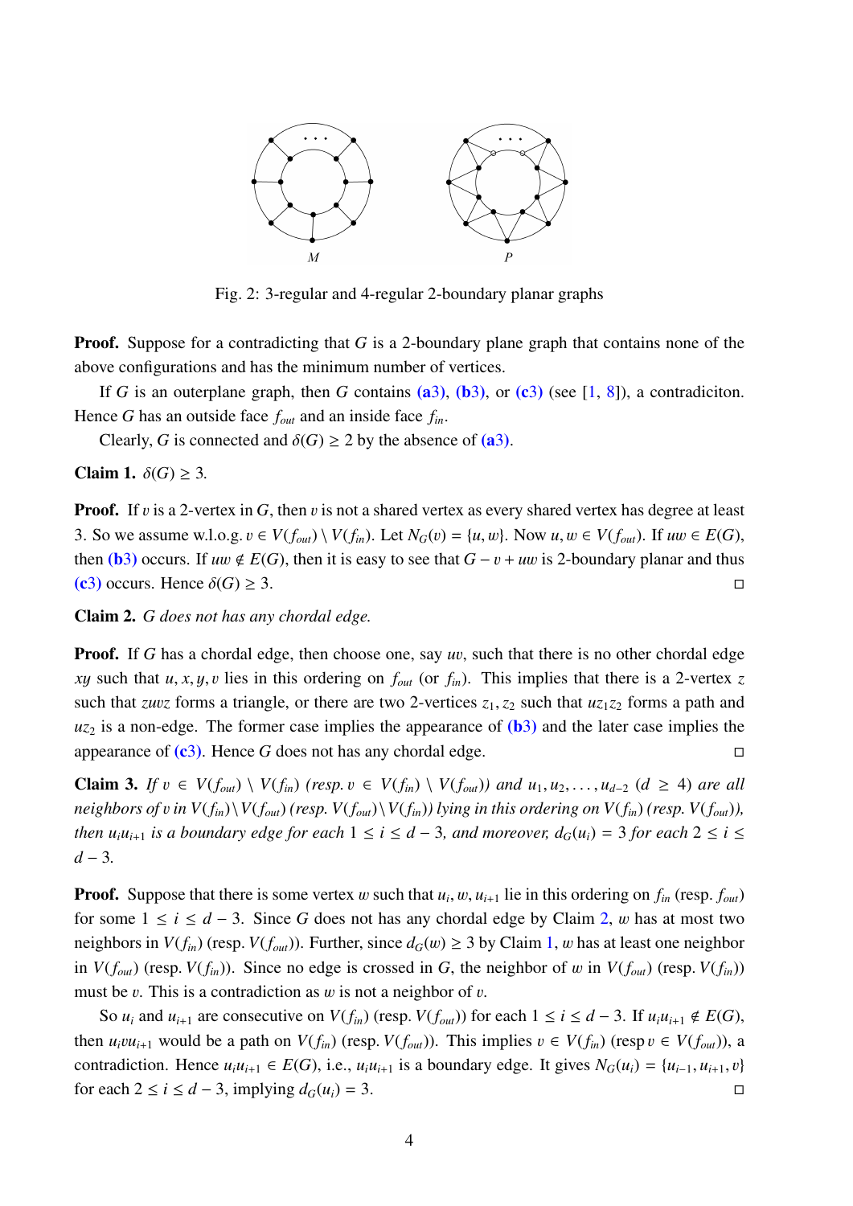Fig. 2: 3-regular and 4-regular 2-boundary planar graphs

**Proof.** Suppose for a contradicting that $G$ is a 2-boundary plane graph that contains none of the above configurations and has the minimum number of vertices.

If $G$ is an outerplane graph, then $G$ contains (a3), (b3), or (c3) (see [1, 8]), a contradiciton. Hence $G$ has an outside face $f_{out}$ and an inside face $f_{in}$.

Clearly, $G$ is connected and $\delta(G) \geq 2$ by the absence of (a3).

**Claim 1.** $\delta(G) \geq 3$.

**Proof.** If $v$ is a 2-vertex in $G$, then $v$ is not a shared vertex as every shared vertex has degree at least 3. So we assume w.l.o.g. $v \in V(f_{out}) \setminus V(f_{in})$. Let $N_G(v) = \{u, w\}$. Now $u, w \in V(f_{out})$. If $uw \in E(G)$, then (b3) occurs. If $uw \notin E(G)$, then it is easy to see that $G - v + uw$ is 2-boundary planar and thus (c3) occurs. Hence $\delta(G) \geq 3$. □

**Claim 2.** *$G$ does not has any chordal edge.*

**Proof.** If $G$ has a chordal edge, then choose one, say $uv$, such that there is no other chordal edge $xy$ such that $u, x, y, v$ lies in this ordering on $f_{out}$ (or $f_{in}$). This implies that there is a 2-vertex $z$ such that $zuvz$ forms a triangle, or there are two 2-vertices $z_1, z_2$ such that $uz_1z_2$ forms a path and $uz_2$ is a non-edge. The former case implies the appearance of (b3) and the later case implies the appearance of (c3). Hence $G$ does not has any chordal edge. □

**Claim 3.** *If $v \in V(f_{out}) \setminus V(f_{in})$ (resp. $v \in V(f_{in}) \setminus V(f_{out})$) and $u_1, u_2, \ldots, u_{d-2}$ ($d \geq 4$) are all neighbors of $v$ in $V(f_{in}) \setminus V(f_{out})$ (resp. $V(f_{out}) \setminus V(f_{in})$) lying in this ordering on $V(f_{in})$ (resp. $V(f_{out})$), then $u_iu_{i+1}$ is a boundary edge for each $1 \leq i \leq d-3$, and moreover, $d_G(u_i) = 3$ for each $2 \leq i \leq d-3$.*

**Proof.** Suppose that there is some vertex $w$ such that $u_i, w, u_{i+1}$ lie in this ordering on $f_{in}$ (resp. $f_{out}$) for some $1 \leq i \leq d-3$. Since $G$ does not has any chordal edge by Claim 2, $w$ has at most two neighbors in $V(f_{in})$ (resp. $V(f_{out})$). Further, since $d_G(w) \geq 3$ by Claim 1, $w$ has at least one neighbor in $V(f_{out})$ (resp. $V(f_{in})$). Since no edge is crossed in $G$, the neighbor of $w$ in $V(f_{out})$ (resp. $V(f_{in})$) must be $v$. This is a contradiction as $w$ is not a neighbor of $v$.

So $u_i$ and $u_{i+1}$ are consecutive on $V(f_{in})$ (resp. $V(f_{out})$) for each $1 \leq i \leq d-3$. If $u_iu_{i+1} \notin E(G)$, then $u_ivu_{i+1}$ would be a path on $V(f_{in})$ (resp. $V(f_{out})$). This implies $v \in V(f_{in})$ (resp $v \in V(f_{out})$), a contradiction. Hence $u_iu_{i+1} \in E(G)$, i.e., $u_iu_{i+1}$ is a boundary edge. It gives $N_G(u_i) = \{u_{i-1}, u_{i+1}, v\}$ for each $2 \leq i \leq d-3$, implying $d_G(u_i) = 3$. □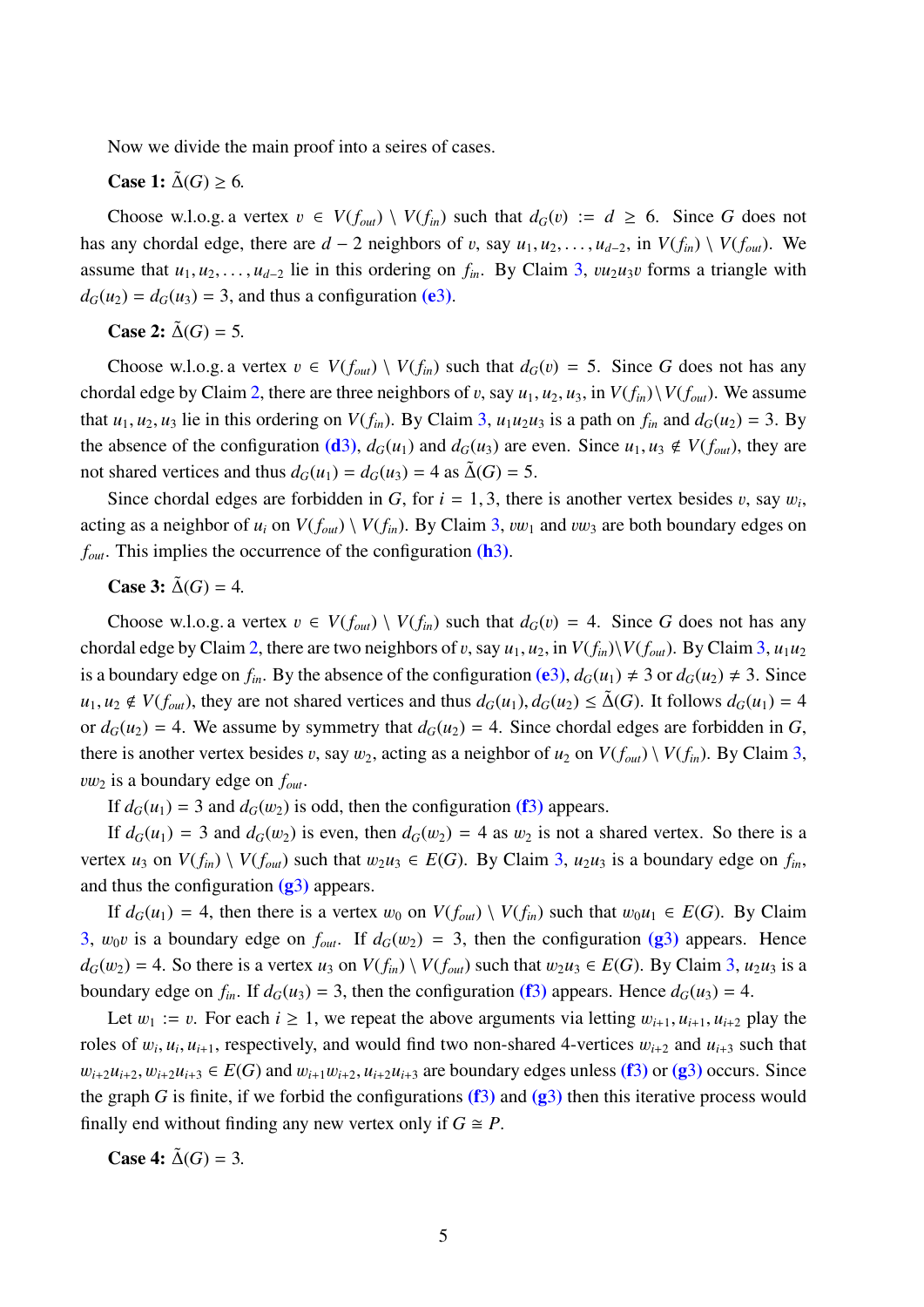Now we divide the main proof into a seires of cases.

**Case 1:** $\tilde{\Delta}(G) \geq 6$.

Choose w.l.o.g. a vertex $v \in V(f_{out}) \setminus V(f_{in})$ such that $d_G(v) := d \geq 6$. Since $G$ does not has any chordal edge, there are $d-2$ neighbors of $v$, say $u_1, u_2, \ldots, u_{d-2}$, in $V(f_{in}) \setminus V(f_{out})$. We assume that $u_1, u_2, \ldots, u_{d-2}$ lie in this ordering on $f_{in}$. By Claim 3, $vu_2u_3v$ forms a triangle with $d_G(u_2) = d_G(u_3) = 3$, and thus a configuration (e3).

**Case 2:** $\tilde{\Delta}(G) = 5$.

Choose w.l.o.g. a vertex $v \in V(f_{out}) \setminus V(f_{in})$ such that $d_G(v) = 5$. Since $G$ does not has any chordal edge by Claim 2, there are three neighbors of $v$, say $u_1, u_2, u_3$, in $V(f_{in}) \setminus V(f_{out})$. We assume that $u_1, u_2, u_3$ lie in this ordering on $V(f_{in})$. By Claim 3, $u_1u_2u_3$ is a path on $f_{in}$ and $d_G(u_2) = 3$. By the absence of the configuration (d3), $d_G(u_1)$ and $d_G(u_3)$ are even. Since $u_1, u_3 \notin V(f_{out})$, they are not shared vertices and thus $d_G(u_1) = d_G(u_3) = 4$ as $\tilde{\Delta}(G) = 5$.

Since chordal edges are forbidden in $G$, for $i = 1, 3$, there is another vertex besides $v$, say $w_i$, acting as a neighbor of $u_i$ on $V(f_{out}) \setminus V(f_{in})$. By Claim 3, $vw_1$ and $vw_3$ are both boundary edges on $f_{out}$. This implies the occurrence of the configuration (h3).

**Case 3:** $\tilde{\Delta}(G) = 4$.

Choose w.l.o.g. a vertex $v \in V(f_{out}) \setminus V(f_{in})$ such that $d_G(v) = 4$. Since $G$ does not has any chordal edge by Claim 2, there are two neighbors of $v$, say $u_1, u_2$, in $V(f_{in}) \setminus V(f_{out})$. By Claim 3, $u_1u_2$ is a boundary edge on $f_{in}$. By the absence of the configuration (e3), $d_G(u_1) \neq 3$ or $d_G(u_2) \neq 3$. Since $u_1, u_2 \notin V(f_{out})$, they are not shared vertices and thus $d_G(u_1), d_G(u_2) \leq \tilde{\Delta}(G)$. It follows $d_G(u_1) = 4$ or $d_G(u_2) = 4$. We assume by symmetry that $d_G(u_2) = 4$. Since chordal edges are forbidden in $G$, there is another vertex besides $v$, say $w_2$, acting as a neighbor of $u_2$ on $V(f_{out}) \setminus V(f_{in})$. By Claim 3, $vw_2$ is a boundary edge on $f_{out}$.

If $d_G(u_1) = 3$ and $d_G(w_2)$ is odd, then the configuration (f3) appears.

If $d_G(u_1) = 3$ and $d_G(w_2)$ is even, then $d_G(w_2) = 4$ as $w_2$ is not a shared vertex. So there is a vertex $u_3$ on $V(f_{in}) \setminus V(f_{out})$ such that $w_2u_3 \in E(G)$. By Claim 3, $u_2u_3$ is a boundary edge on $f_{in}$, and thus the configuration (g3) appears.

If $d_G(u_1) = 4$, then there is a vertex $w_0$ on $V(f_{out}) \setminus V(f_{in})$ such that $w_0u_1 \in E(G)$. By Claim 3, $w_0v$ is a boundary edge on $f_{out}$. If $d_G(w_2) = 3$, then the configuration (g3) appears. Hence $d_G(w_2) = 4$. So there is a vertex $u_3$ on $V(f_{in}) \setminus V(f_{out})$ such that $w_2u_3 \in E(G)$. By Claim 3, $u_2u_3$ is a boundary edge on $f_{in}$. If $d_G(u_3) = 3$, then the configuration (f3) appears. Hence $d_G(u_3) = 4$.

Let $w_1 := v$. For each $i \geq 1$, we repeat the above arguments via letting $w_{i+1}, u_{i+1}, u_{i+2}$ play the roles of $w_i, u_i, u_{i+1}$, respectively, and would find two non-shared 4-vertices $w_{i+2}$ and $u_{i+3}$ such that $w_{i+2}u_{i+2}, w_{i+2}u_{i+3} \in E(G)$ and $w_{i+1}w_{i+2}, u_{i+2}u_{i+3}$ are boundary edges unless (f3) or (g3) occurs. Since the graph $G$ is finite, if we forbid the configurations (f3) and (g3) then this iterative process would finally end without finding any new vertex only if $G \cong P$.

**Case 4:** $\tilde{\Delta}(G) = 3$.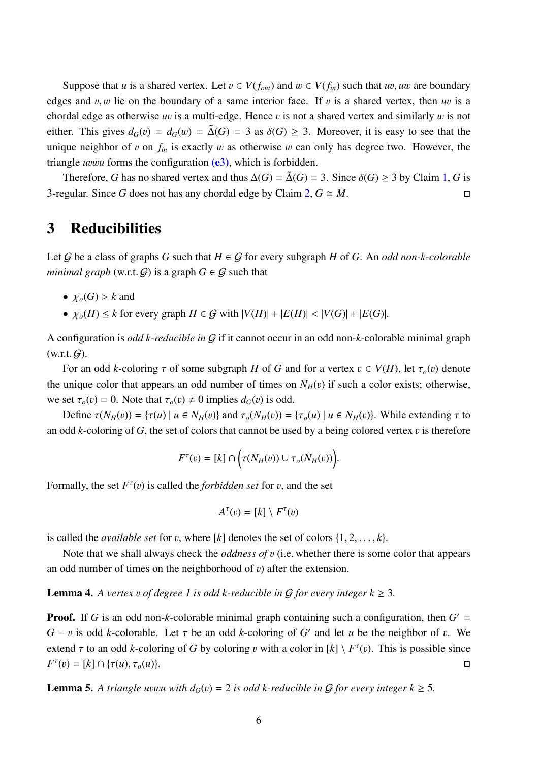Suppose that $u$ is a shared vertex. Let $v \in V(f_{out})$ and $w \in V(f_{in})$ such that $uv, uw$ are boundary edges and $v, w$ lie on the boundary of a same interior face. If $v$ is a shared vertex, then $uv$ is a chordal edge as otherwise $uv$ is a multi-edge. Hence $v$ is not a shared vertex and similarly $w$ is not either. This gives $d_G(v) = d_G(w) = \tilde{\Delta}(G) = 3$ as $\delta(G) \geq 3$. Moreover, it is easy to see that the unique neighbor of $v$ on $f_{in}$ is exactly $w$ as otherwise $w$ can only has degree two. However, the triangle $uvwu$ forms the configuration (e3), which is forbidden.

Therefore, $G$ has no shared vertex and thus $\Delta(G) = \tilde{\Delta}(G) = 3$. Since $\delta(G) \geq 3$ by Claim 1, $G$ is 3-regular. Since $G$ does not has any chordal edge by Claim 2, $G \cong M$. □

## 3 Reducibilities

Let $\mathcal{G}$ be a class of graphs $G$ such that $H \in \mathcal{G}$ for every subgraph $H$ of $G$. An *odd non-k-colorable minimal graph* (w.r.t. $\mathcal{G}$) is a graph $G \in \mathcal{G}$ such that

- $\chi_o(G) > k$ and
- $\chi_o(H) \leq k$ for every graph $H \in \mathcal{G}$ with $|V(H)| + |E(H)| < |V(G)| + |E(G)|$.

A configuration is *odd k-reducible in* $\mathcal{G}$ if it cannot occur in an odd non-$k$-colorable minimal graph (w.r.t. $\mathcal{G}$).

For an odd $k$-coloring $\tau$ of some subgraph $H$ of $G$ and for a vertex $v \in V(H)$, let $\tau_o(v)$ denote the unique color that appears an odd number of times on $N_H(v)$ if such a color exists; otherwise, we set $\tau_o(v) = 0$. Note that $\tau_o(v) \neq 0$ implies $d_G(v)$ is odd.

Define $\tau(N_H(v)) = \{\tau(u) \mid u \in N_H(v)\}$ and $\tau_o(N_H(v)) = \{\tau_o(u) \mid u \in N_H(v)\}$. While extending $\tau$ to an odd $k$-coloring of $G$, the set of colors that cannot be used by a being colored vertex $v$ is therefore

$$F^{\tau}(v) = [k] \cap \Big(\tau(N_H(v)) \cup \tau_o(N_H(v))\Big).$$

Formally, the set $F^{\tau}(v)$ is called the *forbidden set* for $v$, and the set

$$A^{\tau}(v) = [k] \setminus F^{\tau}(v)$$

is called the *available set* for $v$, where $[k]$ denotes the set of colors $\{1, 2, \ldots, k\}$.

Note that we shall always check the *oddness of* $v$ (i.e. whether there is some color that appears an odd number of times on the neighborhood of $v$) after the extension.

**Lemma 4.** *A vertex $v$ of degree 1 is odd $k$-reducible in $\mathcal{G}$ for every integer $k \geq 3$.*

**Proof.** If $G$ is an odd non-$k$-colorable minimal graph containing such a configuration, then $G' = G - v$ is odd $k$-colorable. Let $\tau$ be an odd $k$-coloring of $G'$ and let $u$ be the neighbor of $v$. We extend $\tau$ to an odd $k$-coloring of $G$ by coloring $v$ with a color in $[k] \setminus F^{\tau}(v)$. This is possible since $F^{\tau}(v) = [k] \cap \{\tau(u), \tau_o(u)\}$. □

**Lemma 5.** *A triangle $uvwu$ with $d_G(v) = 2$ is odd $k$-reducible in $\mathcal{G}$ for every integer $k \geq 5$.*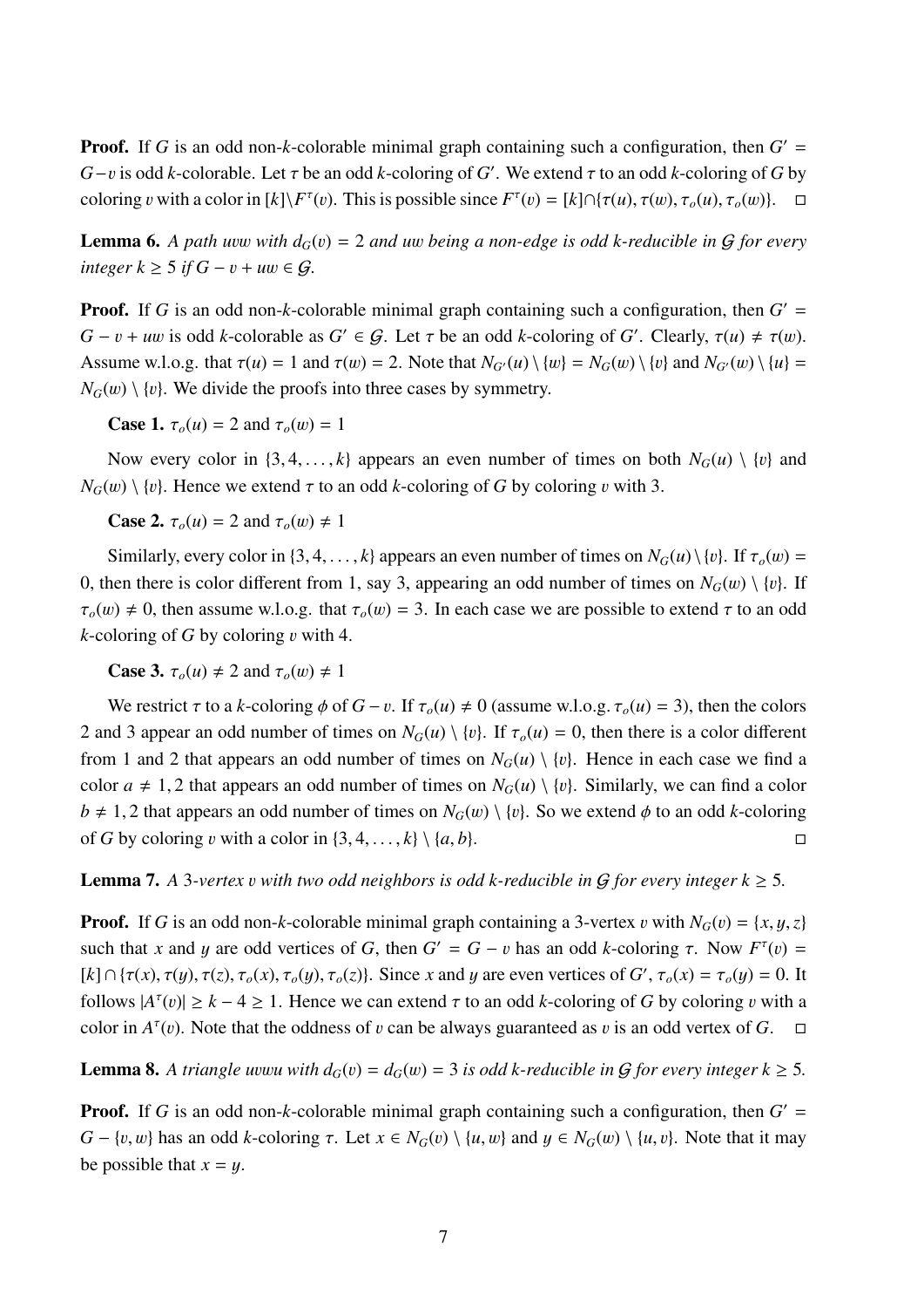**Proof.** If $G$ is an odd non-$k$-colorable minimal graph containing such a configuration, then $G' = G - v$ is odd $k$-colorable. Let $\tau$ be an odd $k$-coloring of $G'$. We extend $\tau$ to an odd $k$-coloring of $G$ by coloring $v$ with a color in $[k] \setminus F^{\tau}(v)$. This is possible since $F^{\tau}(v) = [k] \cap \{\tau(u), \tau(w), \tau_o(u), \tau_o(w)\}$. $\square$

**Lemma 6.** *A path $uvw$ with $d_G(v) = 2$ and $uw$ being a non-edge is odd $k$-reducible in $\mathcal{G}$ for every integer $k \geq 5$ if $G - v + uw \in \mathcal{G}$.*

**Proof.** If $G$ is an odd non-$k$-colorable minimal graph containing such a configuration, then $G' = G - v + uw$ is odd $k$-colorable as $G' \in \mathcal{G}$. Let $\tau$ be an odd $k$-coloring of $G'$. Clearly, $\tau(u) \neq \tau(w)$. Assume w.l.o.g. that $\tau(u) = 1$ and $\tau(w) = 2$. Note that $N_{G'}(u) \setminus \{w\} = N_G(w) \setminus \{v\}$ and $N_{G'}(w) \setminus \{u\} = N_G(w) \setminus \{v\}$. We divide the proofs into three cases by symmetry.

**Case 1.** $\tau_o(u) = 2$ and $\tau_o(w) = 1$

Now every color in $\{3, 4, \ldots, k\}$ appears an even number of times on both $N_G(u) \setminus \{v\}$ and $N_G(w) \setminus \{v\}$. Hence we extend $\tau$ to an odd $k$-coloring of $G$ by coloring $v$ with 3.

**Case 2.** $\tau_o(u) = 2$ and $\tau_o(w) \neq 1$

Similarly, every color in $\{3, 4, \ldots, k\}$ appears an even number of times on $N_G(u) \setminus \{v\}$. If $\tau_o(w) = 0$, then there is color different from 1, say 3, appearing an odd number of times on $N_G(w) \setminus \{v\}$. If $\tau_o(w) \neq 0$, then assume w.l.o.g. that $\tau_o(w) = 3$. In each case we are possible to extend $\tau$ to an odd $k$-coloring of $G$ by coloring $v$ with 4.

**Case 3.** $\tau_o(u) \neq 2$ and $\tau_o(w) \neq 1$

We restrict $\tau$ to a $k$-coloring $\phi$ of $G - v$. If $\tau_o(u) \neq 0$ (assume w.l.o.g. $\tau_o(u) = 3$), then the colors 2 and 3 appear an odd number of times on $N_G(u) \setminus \{v\}$. If $\tau_o(u) = 0$, then there is a color different from 1 and 2 that appears an odd number of times on $N_G(u) \setminus \{v\}$. Hence in each case we find a color $a \neq 1, 2$ that appears an odd number of times on $N_G(u) \setminus \{v\}$. Similarly, we can find a color $b \neq 1, 2$ that appears an odd number of times on $N_G(w) \setminus \{v\}$. So we extend $\phi$ to an odd $k$-coloring of $G$ by coloring $v$ with a color in $\{3, 4, \ldots, k\} \setminus \{a, b\}$. $\square$

**Lemma 7.** *A 3-vertex $v$ with two odd neighbors is odd $k$-reducible in $\mathcal{G}$ for every integer $k \geq 5$.*

**Proof.** If $G$ is an odd non-$k$-colorable minimal graph containing a 3-vertex $v$ with $N_G(v) = \{x, y, z\}$ such that $x$ and $y$ are odd vertices of $G$, then $G' = G - v$ has an odd $k$-coloring $\tau$. Now $F^{\tau}(v) = [k] \cap \{\tau(x), \tau(y), \tau(z), \tau_o(x), \tau_o(y), \tau_o(z)\}$. Since $x$ and $y$ are even vertices of $G'$, $\tau_o(x) = \tau_o(y) = 0$. It follows $|A^{\tau}(v)| \geq k - 4 \geq 1$. Hence we can extend $\tau$ to an odd $k$-coloring of $G$ by coloring $v$ with a color in $A^{\tau}(v)$. Note that the oddness of $v$ can be always guaranteed as $v$ is an odd vertex of $G$. $\square$

**Lemma 8.** *A triangle $uvwu$ with $d_G(v) = d_G(w) = 3$ is odd $k$-reducible in $\mathcal{G}$ for every integer $k \geq 5$.*

**Proof.** If $G$ is an odd non-$k$-colorable minimal graph containing such a configuration, then $G' = G - \{v, w\}$ has an odd $k$-coloring $\tau$. Let $x \in N_G(v) \setminus \{u, w\}$ and $y \in N_G(w) \setminus \{u, v\}$. Note that it may be possible that $x = y$.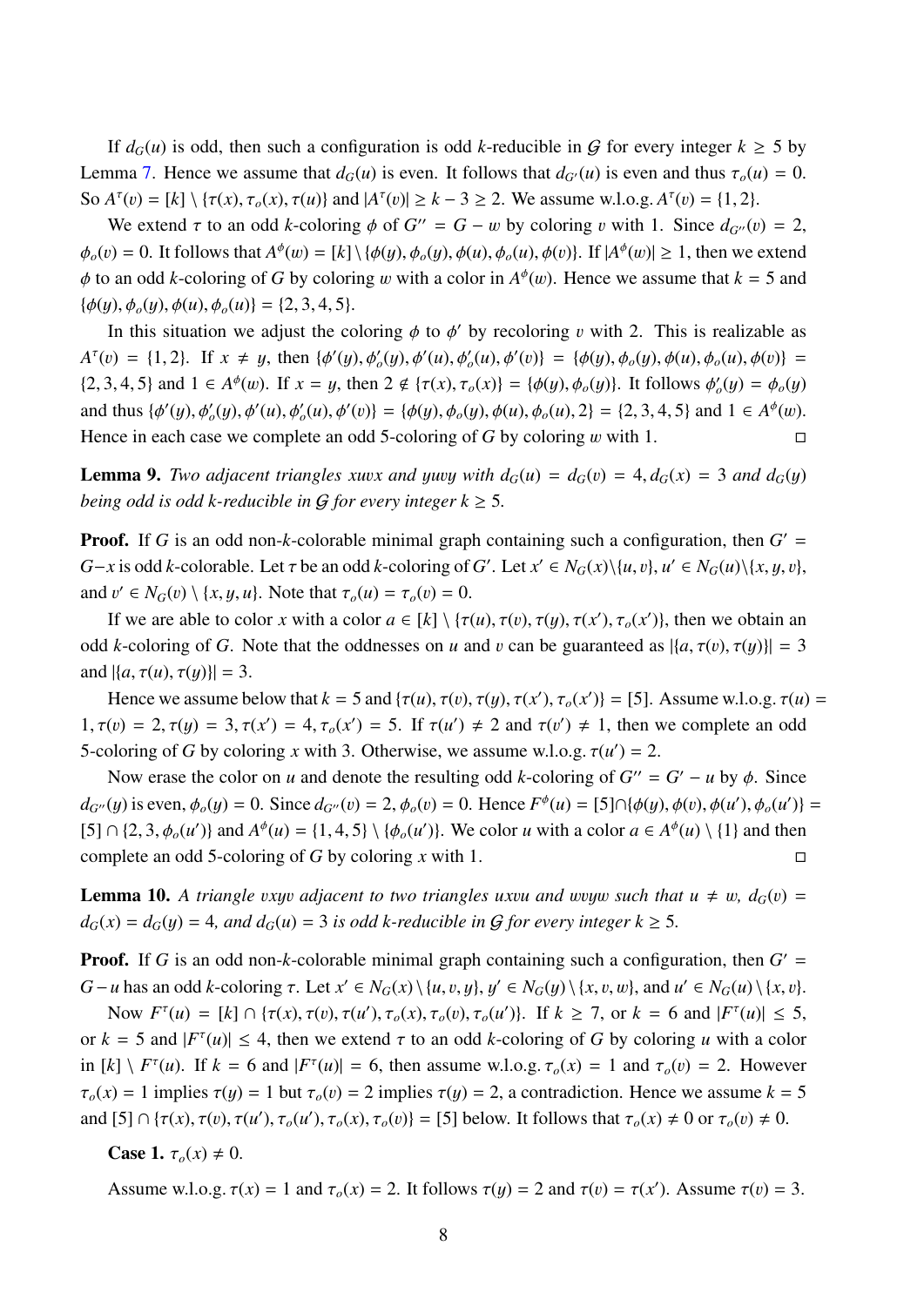If $d_G(u)$ is odd, then such a configuration is odd $k$-reducible in $\mathcal{G}$ for every integer $k \geq 5$ by Lemma 7. Hence we assume that $d_G(u)$ is even. It follows that $d_{G'}(u)$ is even and thus $\tau_o(u) = 0$. So $A^\tau(v) = [k] \setminus \{\tau(x), \tau_o(x), \tau(u)\}$ and $|A^\tau(v)| \geq k - 3 \geq 2$. We assume w.l.o.g. $A^\tau(v) = \{1, 2\}$.

We extend $\tau$ to an odd $k$-coloring $\phi$ of $G'' = G - w$ by coloring $v$ with 1. Since $d_{G''}(v) = 2$, $\phi_o(v) = 0$. It follows that $A^\phi(w) = [k] \setminus \{\phi(y), \phi_o(y), \phi(u), \phi_o(u), \phi(v)\}$. If $|A^\phi(w)| \geq 1$, then we extend $\phi$ to an odd $k$-coloring of $G$ by coloring $w$ with a color in $A^\phi(w)$. Hence we assume that $k = 5$ and $\{\phi(y), \phi_o(y), \phi(u), \phi_o(u)\} = \{2, 3, 4, 5\}$.

In this situation we adjust the coloring $\phi$ to $\phi'$ by recoloring $v$ with 2. This is realizable as $A^\tau(v) = \{1, 2\}$. If $x \neq y$, then $\{\phi'(y), \phi'_o(y), \phi'(u), \phi'_o(u), \phi'(v)\} = \{\phi(y), \phi_o(y), \phi(u), \phi_o(u), \phi(v)\} = \{2, 3, 4, 5\}$ and $1 \in A^\phi(w)$. If $x = y$, then $2 \notin \{\tau(x), \tau_o(x)\} = \{\phi(y), \phi_o(y)\}$. It follows $\phi'_o(y) = \phi_o(y)$ and thus $\{\phi'(y), \phi'_o(y), \phi'(u), \phi'_o(u), \phi'(v)\} = \{\phi(y), \phi_o(y), \phi(u), \phi_o(u), 2\} = \{2, 3, 4, 5\}$ and $1 \in A^\phi(w)$. Hence in each case we complete an odd 5-coloring of $G$ by coloring $w$ with 1. □

**Lemma 9.** *Two adjacent triangles $xuvx$ and $yuvy$ with $d_G(u) = d_G(v) = 4, d_G(x) = 3$ and $d_G(y)$ being odd is odd $k$-reducible in $\mathcal{G}$ for every integer $k \geq 5$.*

**Proof.** If $G$ is an odd non-$k$-colorable minimal graph containing such a configuration, then $G' = G - x$ is odd $k$-colorable. Let $\tau$ be an odd $k$-coloring of $G'$. Let $x' \in N_G(x) \setminus \{u, v\}$, $u' \in N_G(u) \setminus \{x, y, v\}$, and $v' \in N_G(v) \setminus \{x, y, u\}$. Note that $\tau_o(u) = \tau_o(v) = 0$.

If we are able to color $x$ with a color $a \in [k] \setminus \{\tau(u), \tau(v), \tau(y), \tau(x'), \tau_o(x')\}$, then we obtain an odd $k$-coloring of $G$. Note that the oddnesses on $u$ and $v$ can be guaranteed as $|\{a, \tau(v), \tau(y)\}| = 3$ and $|\{a, \tau(u), \tau(y)\}| = 3$.

Hence we assume below that $k = 5$ and $\{\tau(u), \tau(v), \tau(y), \tau(x'), \tau_o(x')\} = [5]$. Assume w.l.o.g. $\tau(u) = 1, \tau(v) = 2, \tau(y) = 3, \tau(x') = 4, \tau_o(x') = 5$. If $\tau(u') \neq 2$ and $\tau(v') \neq 1$, then we complete an odd 5-coloring of $G$ by coloring $x$ with 3. Otherwise, we assume w.l.o.g. $\tau(u') = 2$.

Now erase the color on $u$ and denote the resulting odd $k$-coloring of $G'' = G' - u$ by $\phi$. Since $d_{G''}(y)$ is even, $\phi_o(y) = 0$. Since $d_{G''}(v) = 2$, $\phi_o(v) = 0$. Hence $F^\phi(u) = [5] \cap \{\phi(y), \phi(v), \phi(u'), \phi_o(u')\} = [5] \cap \{2, 3, \phi_o(u')\}$ and $A^\phi(u) = \{1, 4, 5\} \setminus \{\phi_o(u')\}$. We color $u$ with a color $a \in A^\phi(u) \setminus \{1\}$ and then complete an odd 5-coloring of $G$ by coloring $x$ with 1. □

**Lemma 10.** *A triangle $vxyv$ adjacent to two triangles $uxvu$ and $wvyw$ such that $u \neq w$, $d_G(v) = d_G(x) = d_G(y) = 4$, and $d_G(u) = 3$ is odd $k$-reducible in $\mathcal{G}$ for every integer $k \geq 5$.*

**Proof.** If $G$ is an odd non-$k$-colorable minimal graph containing such a configuration, then $G' = G - u$ has an odd $k$-coloring $\tau$. Let $x' \in N_G(x) \setminus \{u, v, y\}$, $y' \in N_G(y) \setminus \{x, v, w\}$, and $u' \in N_G(u) \setminus \{x, v\}$.

Now $F^\tau(u) = [k] \cap \{\tau(x), \tau(v), \tau(u'), \tau_o(x), \tau_o(v), \tau_o(u')\}$. If $k \geq 7$, or $k = 6$ and $|F^\tau(u)| \leq 5$, or $k = 5$ and $|F^\tau(u)| \leq 4$, then we extend $\tau$ to an odd $k$-coloring of $G$ by coloring $u$ with a color in $[k] \setminus F^\tau(u)$. If $k = 6$ and $|F^\tau(u)| = 6$, then assume w.l.o.g. $\tau_o(x) = 1$ and $\tau_o(v) = 2$. However $\tau_o(x) = 1$ implies $\tau(y) = 1$ but $\tau_o(v) = 2$ implies $\tau(y) = 2$, a contradiction. Hence we assume $k = 5$ and $[5] \cap \{\tau(x), \tau(v), \tau(u'), \tau_o(u'), \tau_o(x), \tau_o(v)\} = [5]$ below. It follows that $\tau_o(x) \neq 0$ or $\tau_o(v) \neq 0$.

**Case 1.** $\tau_o(x) \neq 0$.

Assume w.l.o.g. $\tau(x) = 1$ and $\tau_o(x) = 2$. It follows $\tau(y) = 2$ and $\tau(v) = \tau(x')$. Assume $\tau(v) = 3$.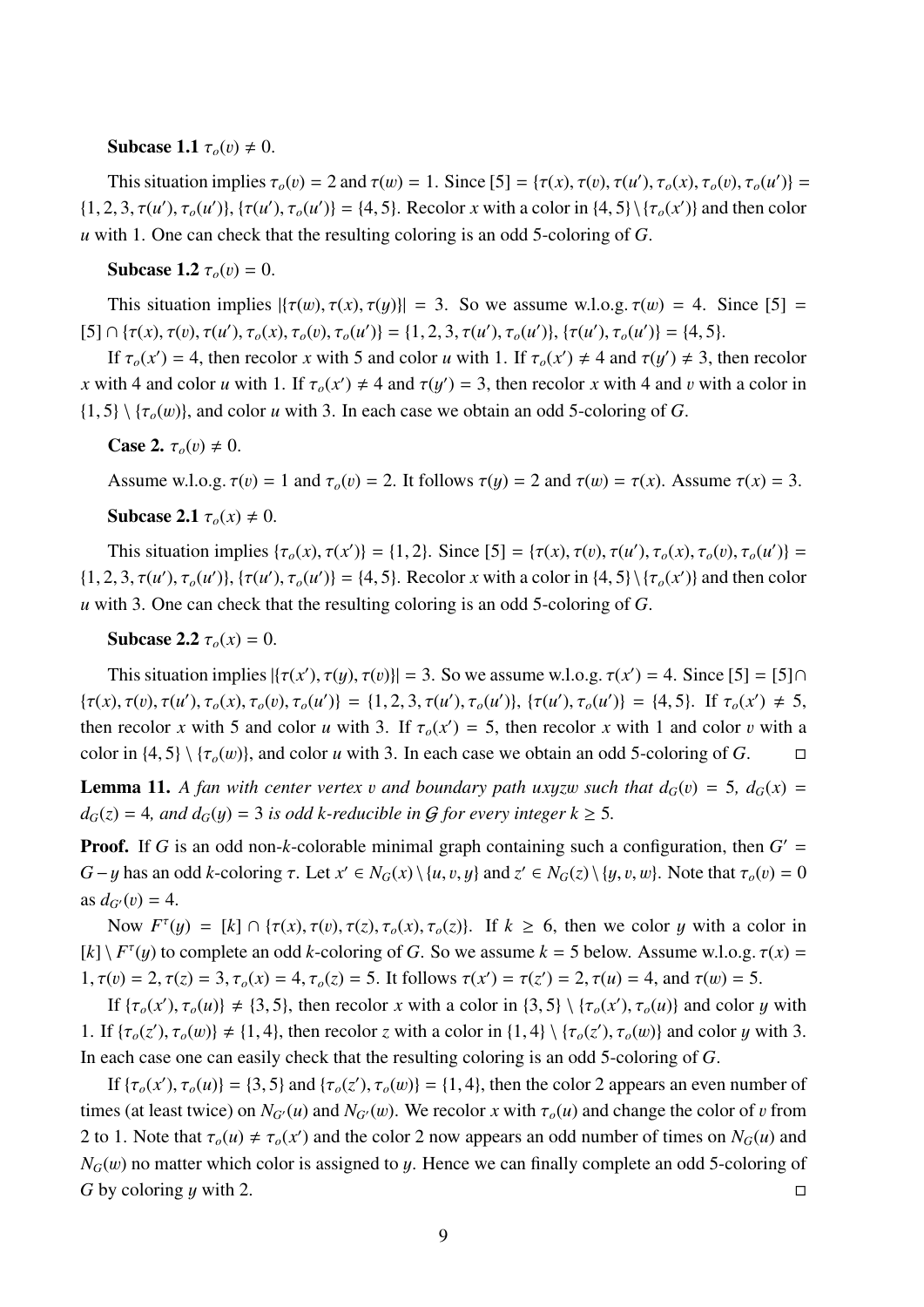**Subcase 1.1** $\tau_o(v) \neq 0$.

This situation implies $\tau_o(v) = 2$ and $\tau(w) = 1$. Since $[5] = \{\tau(x), \tau(v), \tau(u'), \tau_o(x), \tau_o(v), \tau_o(u')\} = \{1, 2, 3, \tau(u'), \tau_o(u')\}$, $\{\tau(u'), \tau_o(u')\} = \{4, 5\}$. Recolor $x$ with a color in $\{4, 5\} \setminus \{\tau_o(x')\}$ and then color $u$ with 1. One can check that the resulting coloring is an odd 5-coloring of $G$.

**Subcase 1.2** $\tau_o(v) = 0$.

This situation implies $|\{\tau(w), \tau(x), \tau(y)\}| = 3$. So we assume w.l.o.g. $\tau(w) = 4$. Since $[5] = [5] \cap \{\tau(x), \tau(v), \tau(u'), \tau_o(x), \tau_o(v), \tau_o(u')\} = \{1, 2, 3, \tau(u'), \tau_o(u')\}$, $\{\tau(u'), \tau_o(u')\} = \{4, 5\}$.

If $\tau_o(x') = 4$, then recolor $x$ with 5 and color $u$ with 1. If $\tau_o(x') \neq 4$ and $\tau(y') \neq 3$, then recolor $x$ with 4 and color $u$ with 1. If $\tau_o(x') \neq 4$ and $\tau(y') = 3$, then recolor $x$ with 4 and $v$ with a color in $\{1, 5\} \setminus \{\tau_o(w)\}$, and color $u$ with 3. In each case we obtain an odd 5-coloring of $G$.

**Case 2.** $\tau_o(v) \neq 0$.

Assume w.l.o.g. $\tau(v) = 1$ and $\tau_o(v) = 2$. It follows $\tau(y) = 2$ and $\tau(w) = \tau(x)$. Assume $\tau(x) = 3$.

**Subcase 2.1** $\tau_o(x) \neq 0$.

This situation implies $\{\tau_o(x), \tau(x')\} = \{1, 2\}$. Since $[5] = \{\tau(x), \tau(v), \tau(u'), \tau_o(x), \tau_o(v), \tau_o(u')\} = \{1, 2, 3, \tau(u'), \tau_o(u')\}$, $\{\tau(u'), \tau_o(u')\} = \{4, 5\}$. Recolor $x$ with a color in $\{4, 5\} \setminus \{\tau_o(x')\}$ and then color $u$ with 3. One can check that the resulting coloring is an odd 5-coloring of $G$.

**Subcase 2.2** $\tau_o(x) = 0$.

This situation implies $|\{\tau(x'), \tau(y), \tau(v)\}| = 3$. So we assume w.l.o.g. $\tau(x') = 4$. Since $[5] = [5] \cap \{\tau(x), \tau(v), \tau(u'), \tau_o(x), \tau_o(v), \tau_o(u')\} = \{1, 2, 3, \tau(u'), \tau_o(u')\}$, $\{\tau(u'), \tau_o(u')\} = \{4, 5\}$. If $\tau_o(x') \neq 5$, then recolor $x$ with 5 and color $u$ with 3. If $\tau_o(x') = 5$, then recolor $x$ with 1 and color $v$ with a color in $\{4, 5\} \setminus \{\tau_o(w)\}$, and color $u$ with 3. In each case we obtain an odd 5-coloring of $G$. □

**Lemma 11.** *A fan with center vertex $v$ and boundary path $uxyzw$ such that $d_G(v) = 5$, $d_G(x) = d_G(z) = 4$, and $d_G(y) = 3$ is odd $k$-reducible in $\mathcal{G}$ for every integer $k \geq 5$.*

**Proof.** If $G$ is an odd non-$k$-colorable minimal graph containing such a configuration, then $G' = G - y$ has an odd $k$-coloring $\tau$. Let $x' \in N_G(x) \setminus \{u, v, y\}$ and $z' \in N_G(z) \setminus \{y, v, w\}$. Note that $\tau_o(v) = 0$ as $d_{G'}(v) = 4$.

Now $F^\tau(y) = [k] \cap \{\tau(x), \tau(v), \tau(z), \tau_o(x), \tau_o(z)\}$. If $k \geq 6$, then we color $y$ with a color in $[k] \setminus F^\tau(y)$ to complete an odd $k$-coloring of $G$. So we assume $k = 5$ below. Assume w.l.o.g. $\tau(x) = 1, \tau(v) = 2, \tau(z) = 3, \tau_o(x) = 4, \tau_o(z) = 5$. It follows $\tau(x') = \tau(z') = 2$, $\tau(u) = 4$, and $\tau(w) = 5$.

If $\{\tau_o(x'), \tau_o(u)\} \neq \{3, 5\}$, then recolor $x$ with a color in $\{3, 5\} \setminus \{\tau_o(x'), \tau_o(u)\}$ and color $y$ with 1. If $\{\tau_o(z'), \tau_o(w)\} \neq \{1, 4\}$, then recolor $z$ with a color in $\{1, 4\} \setminus \{\tau_o(z'), \tau_o(w)\}$ and color $y$ with 3. In each case one can easily check that the resulting coloring is an odd 5-coloring of $G$.

If $\{\tau_o(x'), \tau_o(u)\} = \{3, 5\}$ and $\{\tau_o(z'), \tau_o(w)\} = \{1, 4\}$, then the color 2 appears an even number of times (at least twice) on $N_{G'}(u)$ and $N_{G'}(w)$. We recolor $x$ with $\tau_o(u)$ and change the color of $v$ from 2 to 1. Note that $\tau_o(u) \neq \tau_o(x')$ and the color 2 now appears an odd number of times on $N_G(u)$ and $N_G(w)$ no matter which color is assigned to $y$. Hence we can finally complete an odd 5-coloring of $G$ by coloring $y$ with 2. □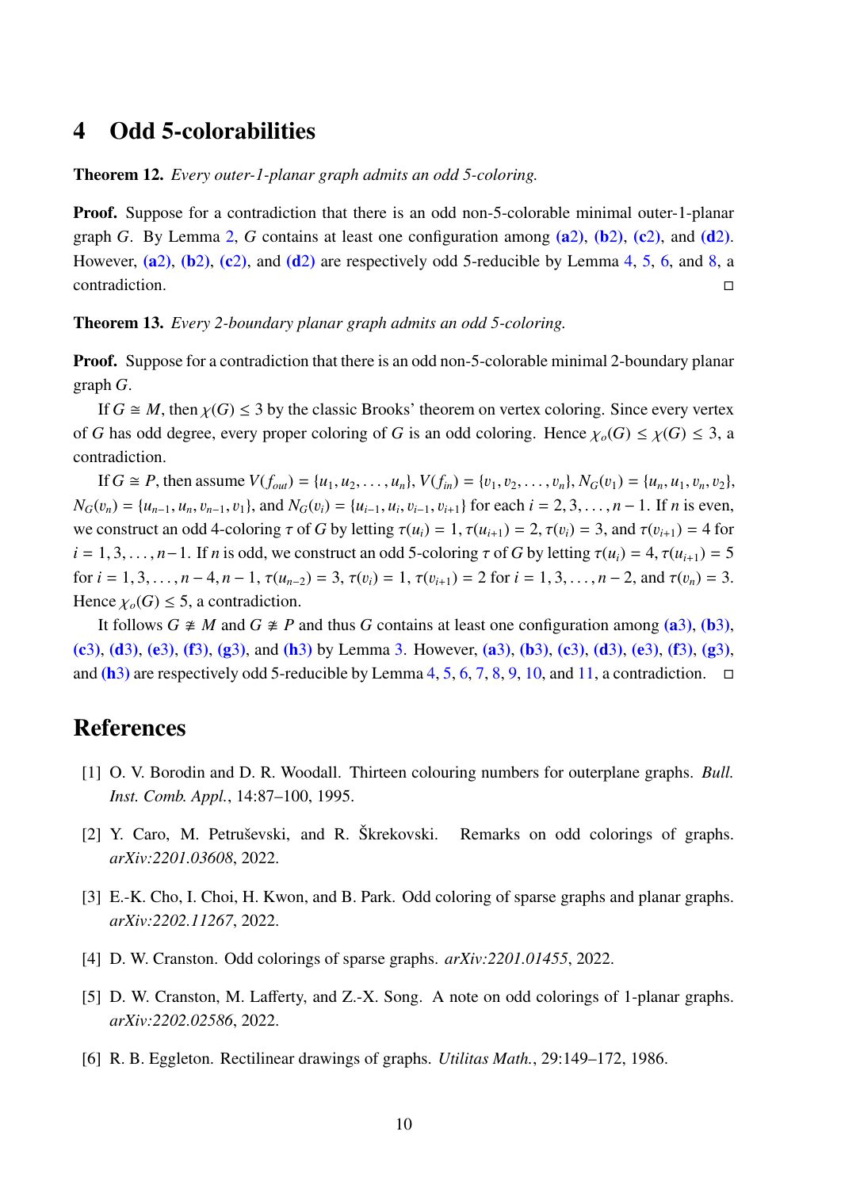## 4 Odd 5-colorabilities

**Theorem 12.** *Every outer-1-planar graph admits an odd 5-coloring.*

**Proof.** Suppose for a contradiction that there is an odd non-5-colorable minimal outer-1-planar graph $G$. By Lemma 2, $G$ contains at least one configuration among (a2), (b2), (c2), and (d2). However, (a2), (b2), (c2), and (d2) are respectively odd 5-reducible by Lemma 4, 5, 6, and 8, a contradiction. □

**Theorem 13.** *Every 2-boundary planar graph admits an odd 5-coloring.*

**Proof.** Suppose for a contradiction that there is an odd non-5-colorable minimal 2-boundary planar graph $G$.

If $G \cong M$, then $\chi(G) \leq 3$ by the classic Brooks' theorem on vertex coloring. Since every vertex of $G$ has odd degree, every proper coloring of $G$ is an odd coloring. Hence $\chi_o(G) \leq \chi(G) \leq 3$, a contradiction.

If $G \cong P$, then assume $V(f_{out}) = \{u_1, u_2, \ldots, u_n\}$, $V(f_{in}) = \{v_1, v_2, \ldots, v_n\}$, $N_G(v_1) = \{u_n, u_1, v_n, v_2\}$, $N_G(v_n) = \{u_{n-1}, u_n, v_{n-1}, v_1\}$, and $N_G(v_i) = \{u_{i-1}, u_i, v_{i-1}, v_{i+1}\}$ for each $i = 2, 3, \ldots, n-1$. If $n$ is even, we construct an odd 4-coloring $\tau$ of $G$ by letting $\tau(u_i) = 1$, $\tau(u_{i+1}) = 2$, $\tau(v_i) = 3$, and $\tau(v_{i+1}) = 4$ for $i = 1, 3, \ldots, n-1$. If $n$ is odd, we construct an odd 5-coloring $\tau$ of $G$ by letting $\tau(u_i) = 4$, $\tau(u_{i+1}) = 5$ for $i = 1, 3, \ldots, n-4, n-1$, $\tau(u_{n-2}) = 3$, $\tau(v_i) = 1$, $\tau(v_{i+1}) = 2$ for $i = 1, 3, \ldots, n-2$, and $\tau(v_n) = 3$. Hence $\chi_o(G) \leq 5$, a contradiction.

It follows $G \not\cong M$ and $G \not\cong P$ and thus $G$ contains at least one configuration among (a3), (b3), (c3), (d3), (e3), (f3), (g3), and (h3) by Lemma 3. However, (a3), (b3), (c3), (d3), (e3), (f3), (g3), and (h3) are respectively odd 5-reducible by Lemma 4, 5, 6, 7, 8, 9, 10, and 11, a contradiction. □

## References

[1] O. V. Borodin and D. R. Woodall. Thirteen colouring numbers for outerplane graphs. *Bull. Inst. Comb. Appl.*, 14:87–100, 1995.

[2] Y. Caro, M. Petruševski, and R. Škrekovski. Remarks on odd colorings of graphs. *arXiv:2201.03608*, 2022.

[3] E.-K. Cho, I. Choi, H. Kwon, and B. Park. Odd coloring of sparse graphs and planar graphs. *arXiv:2202.11267*, 2022.

[4] D. W. Cranston. Odd colorings of sparse graphs. *arXiv:2201.01455*, 2022.

[5] D. W. Cranston, M. Lafferty, and Z.-X. Song. A note on odd colorings of 1-planar graphs. *arXiv:2202.02586*, 2022.

[6] R. B. Eggleton. Rectilinear drawings of graphs. *Utilitas Math.*, 29:149–172, 1986.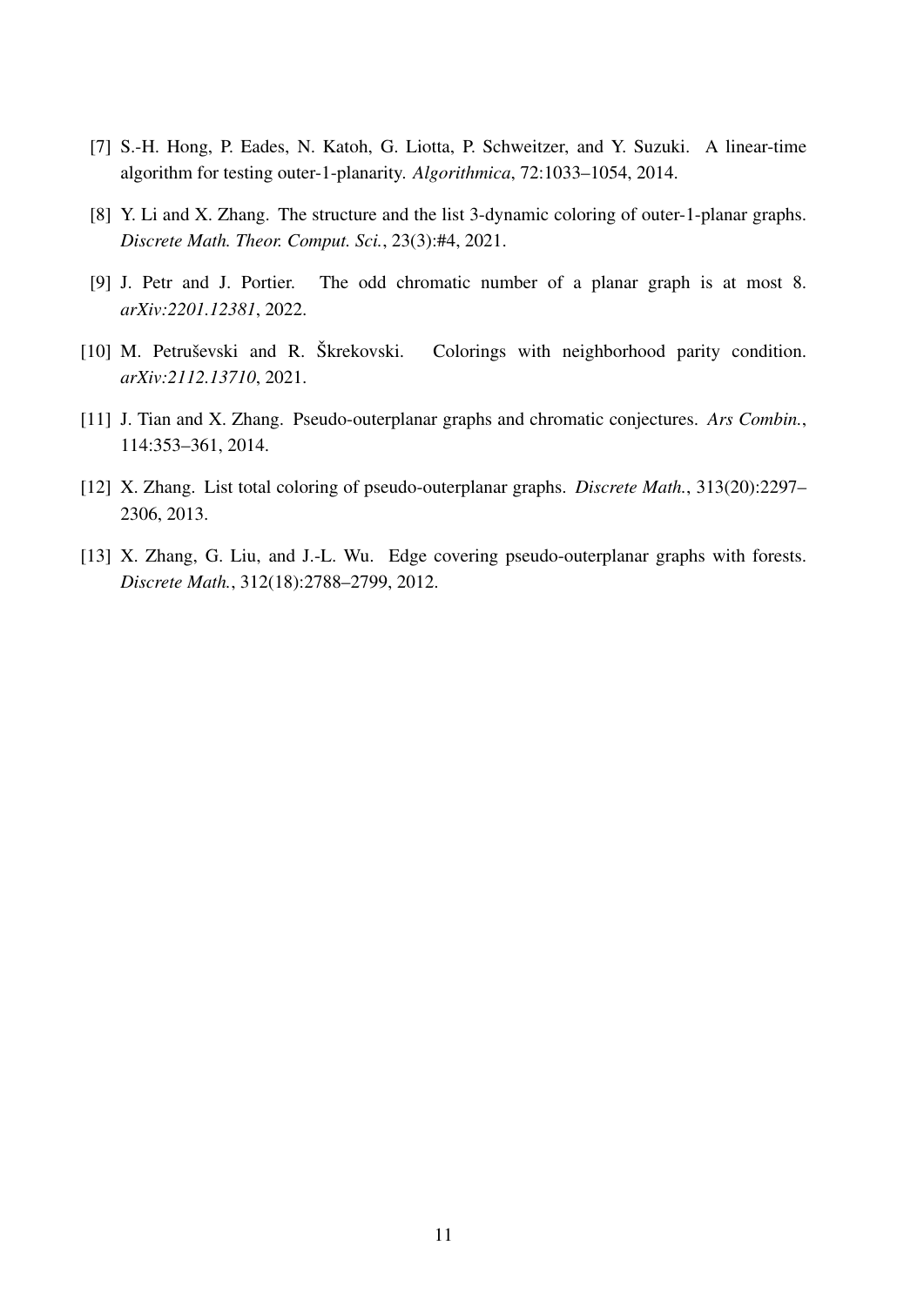[7] S.-H. Hong, P. Eades, N. Katoh, G. Liotta, P. Schweitzer, and Y. Suzuki. A linear-time algorithm for testing outer-1-planarity. *Algorithmica*, 72:1033–1054, 2014.

[8] Y. Li and X. Zhang. The structure and the list 3-dynamic coloring of outer-1-planar graphs. *Discrete Math. Theor. Comput. Sci.*, 23(3):#4, 2021.

[9] J. Petr and J. Portier. The odd chromatic number of a planar graph is at most 8. *arXiv:2201.12381*, 2022.

[10] M. Petruševski and R. Škrekovski. Colorings with neighborhood parity condition. *arXiv:2112.13710*, 2021.

[11] J. Tian and X. Zhang. Pseudo-outerplanar graphs and chromatic conjectures. *Ars Combin.*, 114:353–361, 2014.

[12] X. Zhang. List total coloring of pseudo-outerplanar graphs. *Discrete Math.*, 313(20):2297–2306, 2013.

[13] X. Zhang, G. Liu, and J.-L. Wu. Edge covering pseudo-outerplanar graphs with forests. *Discrete Math.*, 312(18):2788–2799, 2012.